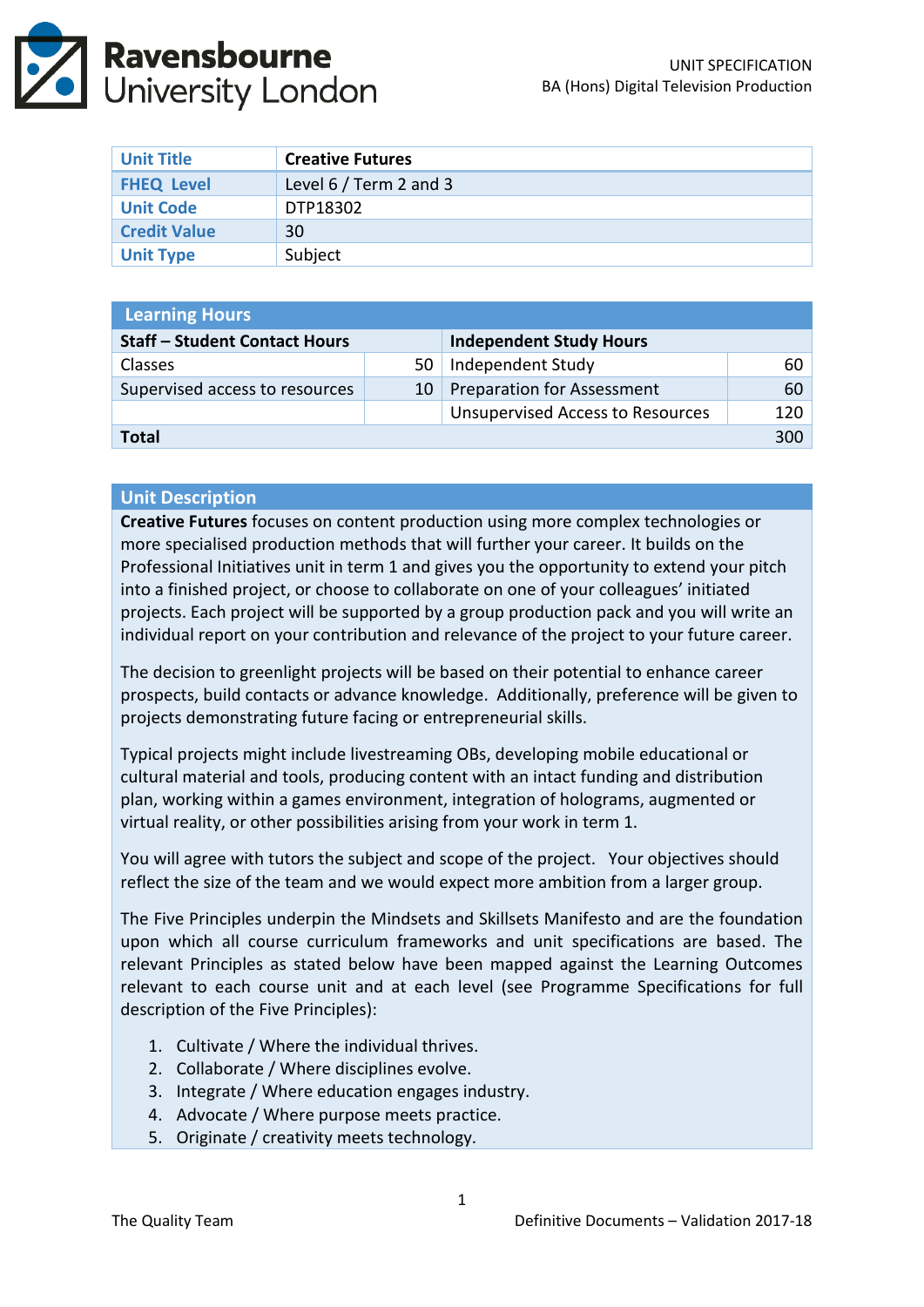| Unit Title | Creative Futures |
|---|---|
| FHEQ Level | Level 6 / Term 2 and 3 |
| Unit Code | DTP18302 |
| Credit Value | 30 |
| Unit Type | Subject |

| Learning Hours | | | |
|---|---|---|---|
| **Staff – Student Contact Hours** | | **Independent Study Hours** | |
| Classes | 50 | Independent Study | 60 |
| Supervised access to resources | 10 | Preparation for Assessment | 60 |
| | | Unsupervised Access to Resources | 120 |
| **Total** | | | 300 |

## Unit Description

**Creative Futures** focuses on content production using more complex technologies or more specialised production methods that will further your career. It builds on the Professional Initiatives unit in term 1 and gives you the opportunity to extend your pitch into a finished project, or choose to collaborate on one of your colleagues' initiated projects. Each project will be supported by a group production pack and you will write an individual report on your contribution and relevance of the project to your future career.

The decision to greenlight projects will be based on their potential to enhance career prospects, build contacts or advance knowledge. Additionally, preference will be given to projects demonstrating future facing or entrepreneurial skills.

Typical projects might include livestreaming OBs, developing mobile educational or cultural material and tools, producing content with an intact funding and distribution plan, working within a games environment, integration of holograms, augmented or virtual reality, or other possibilities arising from your work in term 1.

You will agree with tutors the subject and scope of the project. Your objectives should reflect the size of the team and we would expect more ambition from a larger group.

The Five Principles underpin the Mindsets and Skillsets Manifesto and are the foundation upon which all course curriculum frameworks and unit specifications are based. The relevant Principles as stated below have been mapped against the Learning Outcomes relevant to each course unit and at each level (see Programme Specifications for full description of the Five Principles):

1. Cultivate / Where the individual thrives.
2. Collaborate / Where disciplines evolve.
3. Integrate / Where education engages industry.
4. Advocate / Where purpose meets practice.
5. Originate / creativity meets technology.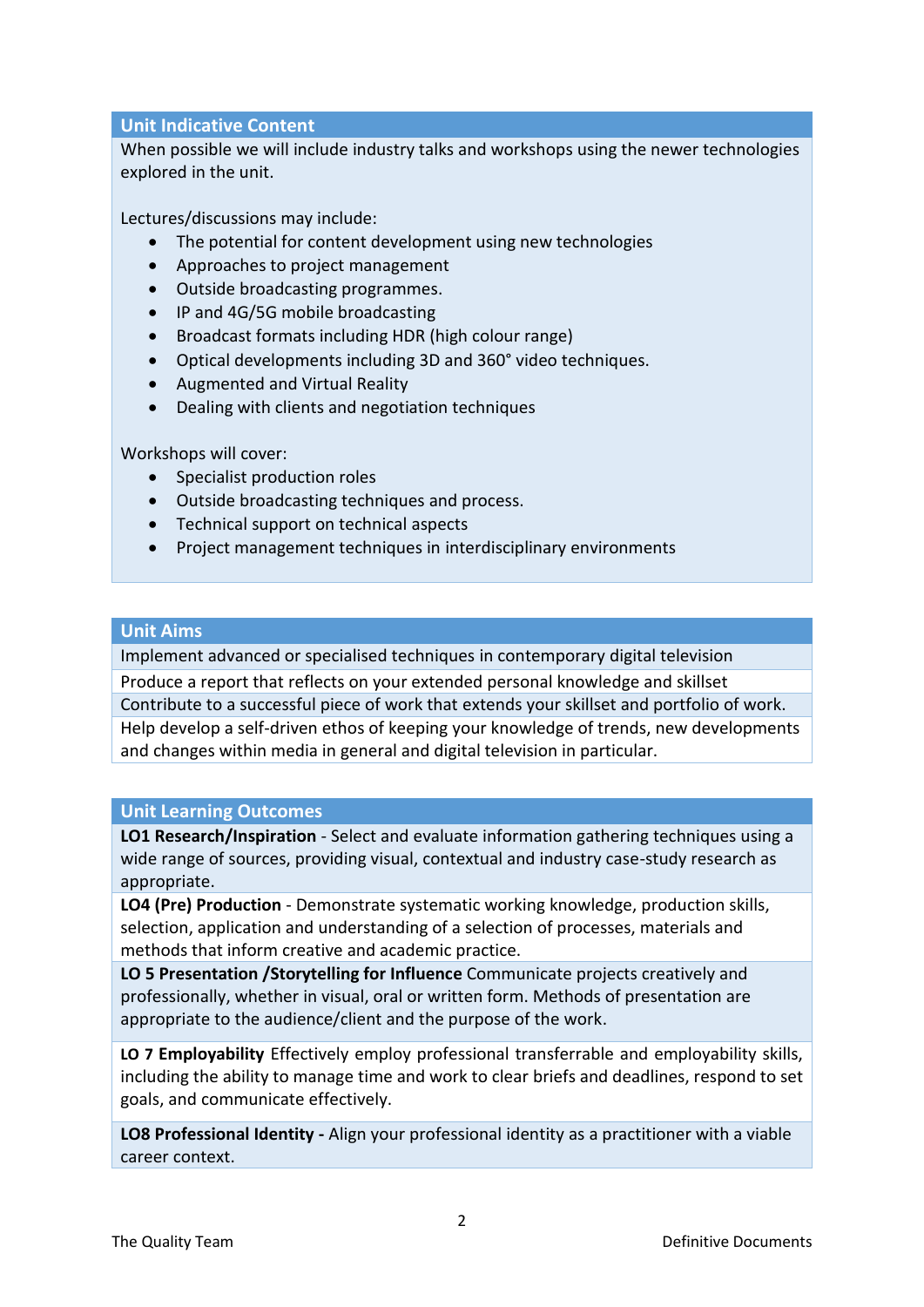## Unit Indicative Content

When possible we will include industry talks and workshops using the newer technologies explored in the unit.

Lectures/discussions may include:

- The potential for content development using new technologies
- Approaches to project management
- Outside broadcasting programmes.
- IP and 4G/5G mobile broadcasting
- Broadcast formats including HDR (high colour range)
- Optical developments including 3D and 360° video techniques.
- Augmented and Virtual Reality
- Dealing with clients and negotiation techniques

Workshops will cover:

- Specialist production roles
- Outside broadcasting techniques and process.
- Technical support on technical aspects
- Project management techniques in interdisciplinary environments

## Unit Aims

Implement advanced or specialised techniques in contemporary digital television

Produce a report that reflects on your extended personal knowledge and skillset

Contribute to a successful piece of work that extends your skillset and portfolio of work.

Help develop a self-driven ethos of keeping your knowledge of trends, new developments and changes within media in general and digital television in particular.

## Unit Learning Outcomes

**LO1 Research/Inspiration** - Select and evaluate information gathering techniques using a wide range of sources, providing visual, contextual and industry case-study research as appropriate.

**LO4 (Pre) Production** - Demonstrate systematic working knowledge, production skills, selection, application and understanding of a selection of processes, materials and methods that inform creative and academic practice.

**LO 5 Presentation /Storytelling for Influence** Communicate projects creatively and professionally, whether in visual, oral or written form. Methods of presentation are appropriate to the audience/client and the purpose of the work.

**LO 7 Employability** Effectively employ professional transferrable and employability skills, including the ability to manage time and work to clear briefs and deadlines, respond to set goals, and communicate effectively.

**LO8 Professional Identity -** Align your professional identity as a practitioner with a viable career context.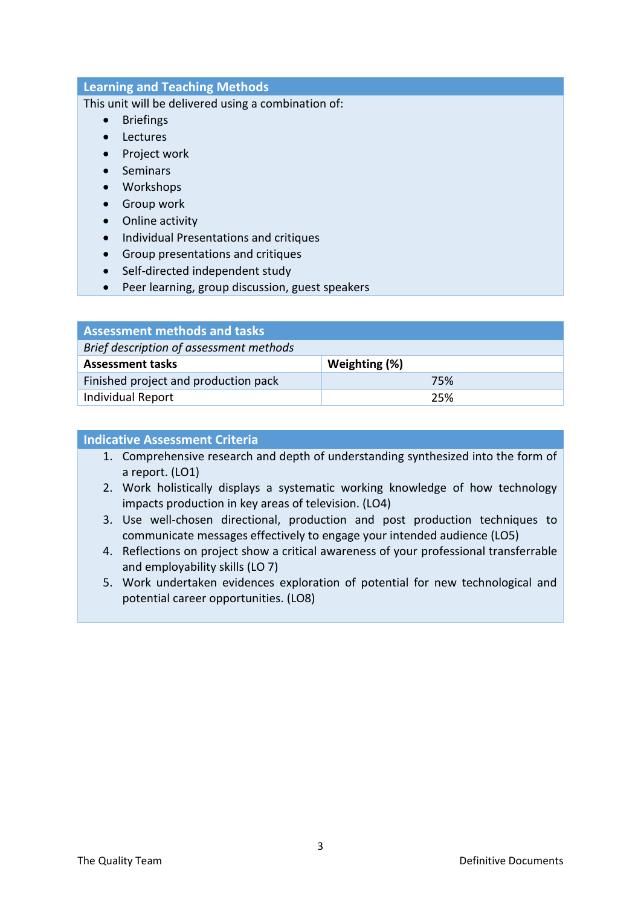## Learning and Teaching Methods

This unit will be delivered using a combination of:

- Briefings
- Lectures
- Project work
- Seminars
- Workshops
- Group work
- Online activity
- Individual Presentations and critiques
- Group presentations and critiques
- Self-directed independent study
- Peer learning, group discussion, guest speakers

## Assessment methods and tasks

*Brief description of assessment methods*

| Assessment tasks | Weighting (%) |
|---|---|
| Finished project and production pack | 75% |
| Individual Report | 25% |

## Indicative Assessment Criteria

1. Comprehensive research and depth of understanding synthesized into the form of a report. (LO1)
2. Work holistically displays a systematic working knowledge of how technology impacts production in key areas of television. (LO4)
3. Use well-chosen directional, production and post production techniques to communicate messages effectively to engage your intended audience (LO5)
4. Reflections on project show a critical awareness of your professional transferrable and employability skills (LO 7)
5. Work undertaken evidences exploration of potential for new technological and potential career opportunities. (LO8)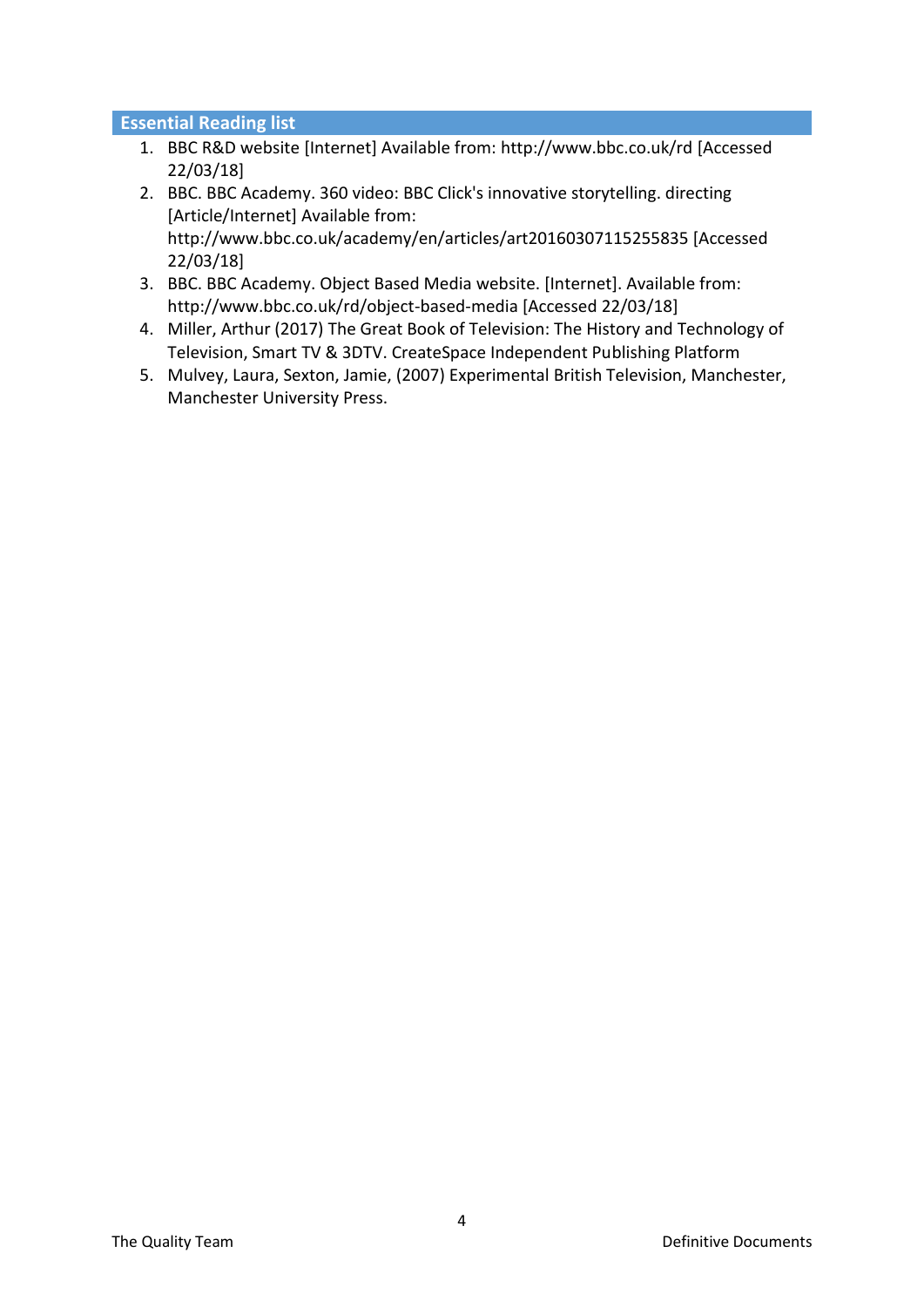## Essential Reading list

1. BBC R&D website [Internet] Available from: http://www.bbc.co.uk/rd [Accessed 22/03/18]
2. BBC. BBC Academy. 360 video: BBC Click's innovative storytelling. directing [Article/Internet] Available from: http://www.bbc.co.uk/academy/en/articles/art20160307115255835 [Accessed 22/03/18]
3. BBC. BBC Academy. Object Based Media website. [Internet]. Available from: http://www.bbc.co.uk/rd/object-based-media [Accessed 22/03/18]
4. Miller, Arthur (2017) The Great Book of Television: The History and Technology of Television, Smart TV & 3DTV. CreateSpace Independent Publishing Platform
5. Mulvey, Laura, Sexton, Jamie, (2007) Experimental British Television, Manchester, Manchester University Press.